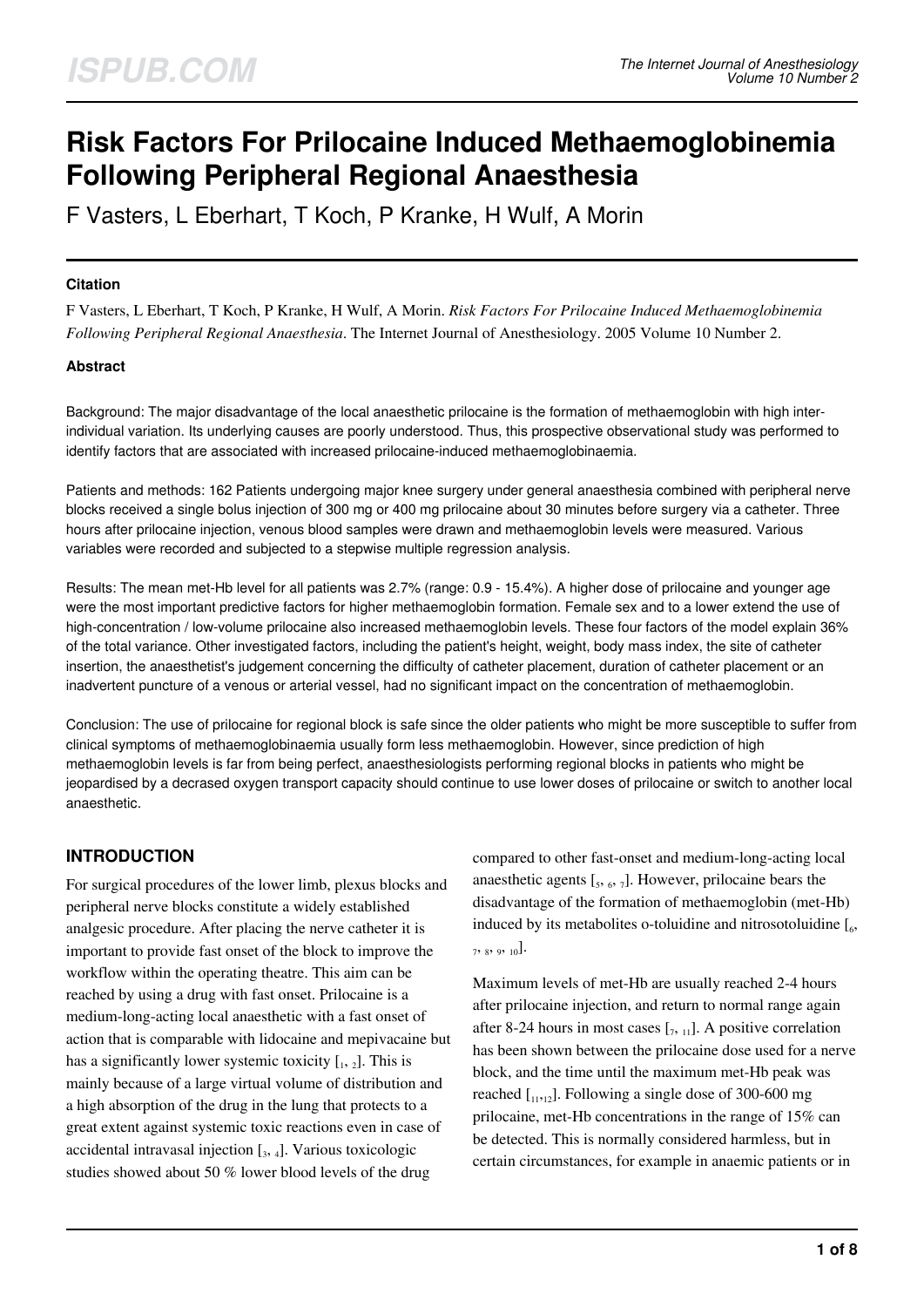# Risk Factors For Prilocaine Induced Methaemoglobinemia Following Peripheral Regional Anaesthesia

F Vasters, L Eberhart, T Koch, P Kranke, H Wulf, A Morin

#### Citation

F Vasters, L Eberhart, T Koch, P Kranke, H Wulf, A Morin. *Risk Factors For Prilocaine Induced Methaemoglobinemia Following Peripheral Regional Anaesthesia*. The Internet Journal of Anesthesiology. 2005 Volume 10 Number 2.

#### Abstract

Background: The major disadvantage of the local anaesthetic prilocaine is the formation of methaemoglobin with high inter-individual variation. Its underlying causes are poorly understood. Thus, this prospective observational study was performed to identify factors that are associated with increased prilocaine-induced methaemoglobinaemia.

Patients and methods: 162 Patients undergoing major knee surgery under general anaesthesia combined with peripheral nerve blocks received a single bolus injection of 300 mg or 400 mg prilocaine about 30 minutes before surgery via a catheter. Three hours after prilocaine injection, venous blood samples were drawn and methaemoglobin levels were measured. Various variables were recorded and subjected to a stepwise multiple regression analysis.

Results: The mean met-Hb level for all patients was 2.7% (range: 0.9 - 15.4%). A higher dose of prilocaine and younger age were the most important predictive factors for higher methaemoglobin formation. Female sex and to a lower extend the use of high-concentration / low-volume prilocaine also increased methaemoglobin levels. These four factors of the model explain 36% of the total variance. Other investigated factors, including the patient's height, weight, body mass index, the site of catheter insertion, the anaesthetist's judgement concerning the difficulty of catheter placement, duration of catheter placement or an inadvertent puncture of a venous or arterial vessel, had no significant impact on the concentration of methaemoglobin.

Conclusion: The use of prilocaine for regional block is safe since the older patients who might be more susceptible to suffer from clinical symptoms of methaemoglobinaemia usually form less methaemoglobin. However, since prediction of high methaemoglobin levels is far from being perfect, anaesthesiologists performing regional blocks in patients who might be jeopardised by a decrased oxygen transport capacity should continue to use lower doses of prilocaine or switch to another local anaesthetic.

## INTRODUCTION

For surgical procedures of the lower limb, plexus blocks and peripheral nerve blocks constitute a widely established analgesic procedure. After placing the nerve catheter it is important to provide fast onset of the block to improve the workflow within the operating theatre. This aim can be reached by using a drug with fast onset. Prilocaine is a medium-long-acting local anaesthetic with a fast onset of action that is comparable with lidocaine and mepivacaine but has a significantly lower systemic toxicity [1, 2]. This is mainly because of a large virtual volume of distribution and a high absorption of the drug in the lung that protects to a great extent against systemic toxic reactions even in case of accidental intravasal injection [3, 4]. Various toxicologic studies showed about 50 % lower blood levels of the drug compared to other fast-onset and medium-long-acting local anaesthetic agents [5, 6, 7]. However, prilocaine bears the disadvantage of the formation of methaemoglobin (met-Hb) induced by its metabolites o-toluidine and nitrosotoluidine [6, 7, 8, 9, 10].

Maximum levels of met-Hb are usually reached 2-4 hours after prilocaine injection, and return to normal range again after 8-24 hours in most cases [7, 11]. A positive correlation has been shown between the prilocaine dose used for a nerve block, and the time until the maximum met-Hb peak was reached [11,12]. Following a single dose of 300-600 mg prilocaine, met-Hb concentrations in the range of 15% can be detected. This is normally considered harmless, but in certain circumstances, for example in anaemic patients or in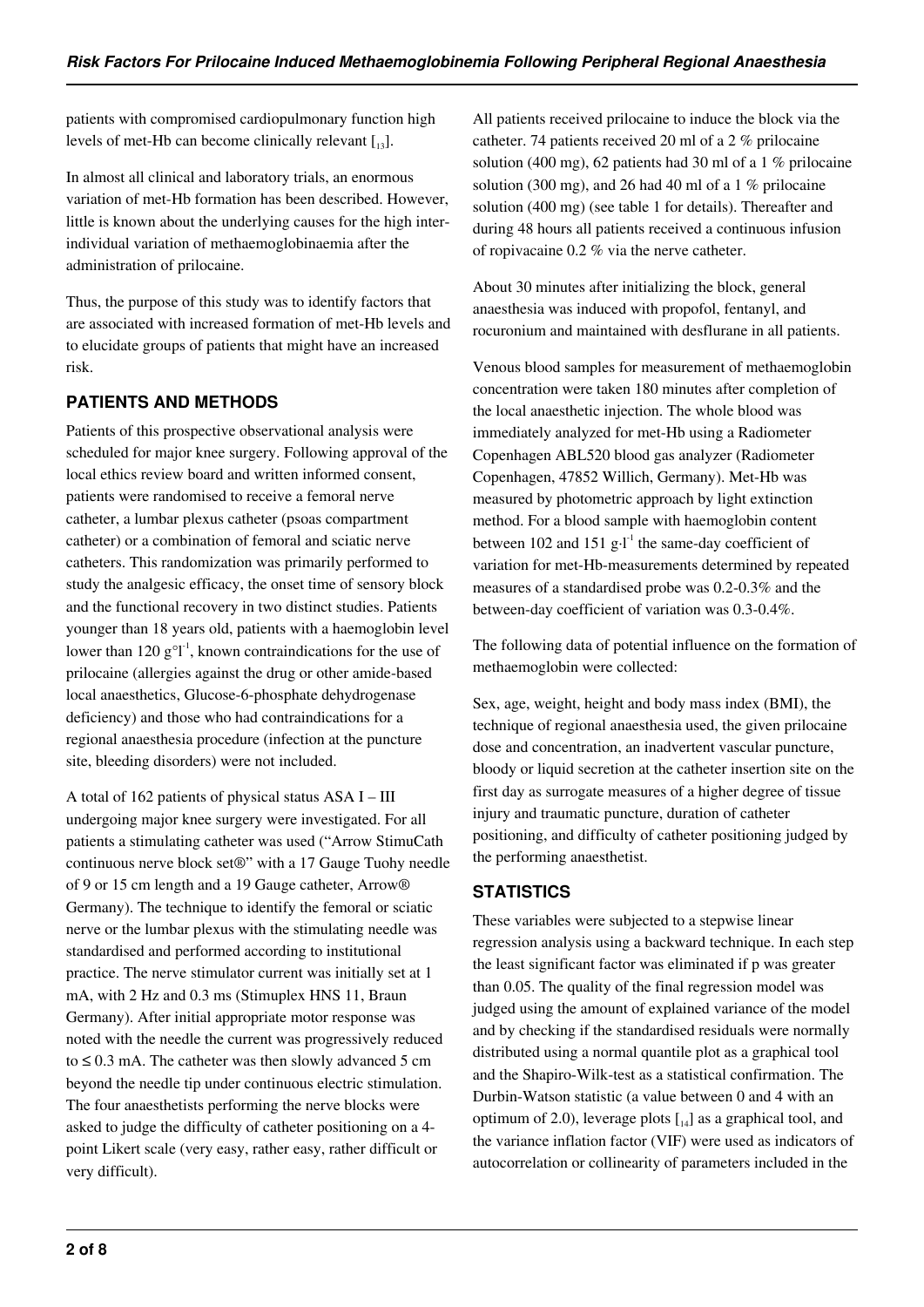patients with compromised cardiopulmonary function high levels of met-Hb can become clinically relevant [13].

In almost all clinical and laboratory trials, an enormous variation of met-Hb formation has been described. However, little is known about the underlying causes for the high inter-individual variation of methaemoglobinaemia after the administration of prilocaine.

Thus, the purpose of this study was to identify factors that are associated with increased formation of met-Hb levels and to elucidate groups of patients that might have an increased risk.

## PATIENTS AND METHODS

Patients of this prospective observational analysis were scheduled for major knee surgery. Following approval of the local ethics review board and written informed consent, patients were randomised to receive a femoral nerve catheter, a lumbar plexus catheter (psoas compartment catheter) or a combination of femoral and sciatic nerve catheters. This randomization was primarily performed to study the analgesic efficacy, the onset time of sensory block and the functional recovery in two distinct studies. Patients younger than 18 years old, patients with a haemoglobin level lower than 120 $g \cdot l^{-1}$, known contraindications for the use of prilocaine (allergies against the drug or other amide-based local anaesthetics, Glucose-6-phosphate dehydrogenase deficiency) and those who had contraindications for a regional anaesthesia procedure (infection at the puncture site, bleeding disorders) were not included.

A total of 162 patients of physical status ASA I – III undergoing major knee surgery were investigated. For all patients a stimulating catheter was used ("Arrow StimuCath continuous nerve block set®" with a 17 Gauge Tuohy needle of 9 or 15 cm length and a 19 Gauge catheter, Arrow® Germany). The technique to identify the femoral or sciatic nerve or the lumbar plexus with the stimulating needle was standardised and performed according to institutional practice. The nerve stimulator current was initially set at 1 mA, with 2 Hz and 0.3 ms (Stimuplex HNS 11, Braun Germany). After initial appropriate motor response was noted with the needle the current was progressively reduced to ≤ 0.3 mA. The catheter was then slowly advanced 5 cm beyond the needle tip under continuous electric stimulation. The four anaesthetists performing the nerve blocks were asked to judge the difficulty of catheter positioning on a 4-point Likert scale (very easy, rather easy, rather difficult or very difficult).

All patients received prilocaine to induce the block via the catheter. 74 patients received 20 ml of a 2 % prilocaine solution (400 mg), 62 patients had 30 ml of a 1 % prilocaine solution (300 mg), and 26 had 40 ml of a 1 % prilocaine solution (400 mg) (see table 1 for details). Thereafter and during 48 hours all patients received a continuous infusion of ropivacaine 0.2 % via the nerve catheter.

About 30 minutes after initializing the block, general anaesthesia was induced with propofol, fentanyl, and rocuronium and maintained with desflurane in all patients.

Venous blood samples for measurement of methaemoglobin concentration were taken 180 minutes after completion of the local anaesthetic injection. The whole blood was immediately analyzed for met-Hb using a Radiometer Copenhagen ABL520 blood gas analyzer (Radiometer Copenhagen, 47852 Willich, Germany). Met-Hb was measured by photometric approach by light extinction method. For a blood sample with haemoglobin content between 102 and 151 $g \cdot l^{-1}$ the same-day coefficient of variation for met-Hb-measurements determined by repeated measures of a standardised probe was 0.2-0.3% and the between-day coefficient of variation was 0.3-0.4%.

The following data of potential influence on the formation of methaemoglobin were collected:

Sex, age, weight, height and body mass index (BMI), the technique of regional anaesthesia used, the given prilocaine dose and concentration, an inadvertent vascular puncture, bloody or liquid secretion at the catheter insertion site on the first day as surrogate measures of a higher degree of tissue injury and traumatic puncture, duration of catheter positioning, and difficulty of catheter positioning judged by the performing anaesthetist.

## STATISTICS

These variables were subjected to a stepwise linear regression analysis using a backward technique. In each step the least significant factor was eliminated if p was greater than 0.05. The quality of the final regression model was judged using the amount of explained variance of the model and by checking if the standardised residuals were normally distributed using a normal quantile plot as a graphical tool and the Shapiro-Wilk-test as a statistical confirmation. The Durbin-Watson statistic (a value between 0 and 4 with an optimum of 2.0), leverage plots [14] as a graphical tool, and the variance inflation factor (VIF) were used as indicators of autocorrelation or collinearity of parameters included in the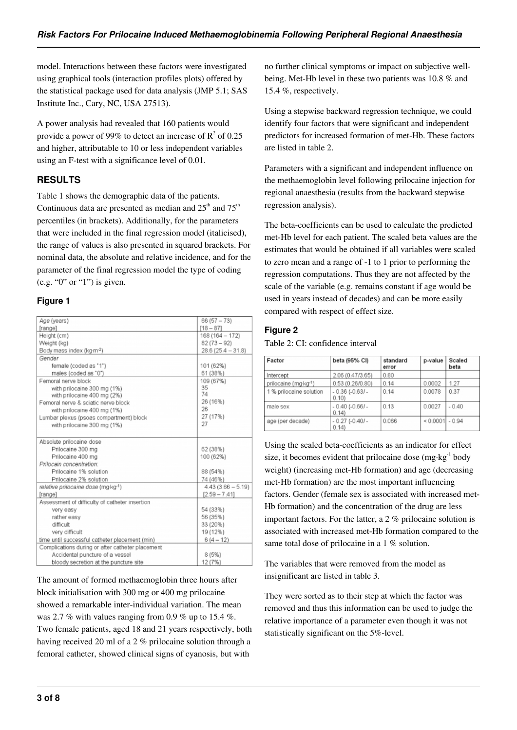model. Interactions between these factors were investigated using graphical tools (interaction profiles plots) offered by the statistical package used for data analysis (JMP 5.1; SAS Institute Inc., Cary, NC, USA 27513).

A power analysis had revealed that 160 patients would provide a power of 99% to detect an increase of $R^2$ of 0.25 and higher, attributable to 10 or less independent variables using an F-test with a significance level of 0.01.

## RESULTS

Table 1 shows the demographic data of the patients. Continuous data are presented as median and $25^{th}$ and $75^{th}$ percentiles (in brackets). Additionally, for the parameters that were included in the final regression model (italicised), the range of values is also presented in squared brackets. For nominal data, the absolute and relative incidence, and for the parameter of the final regression model the type of coding (e.g. "0" or "1") is given.

### Figure 1

| | |
|---|---|
| *Age (years)* | 66 (57 – 73) |
| [range] | [18 – 87] |
| Height (cm) | 168 (164 – 172) |
| Weight (kg) | 82 (73 – 92) |
| Body mass index (kg·m⁻²) | 28.6 (25.4 – 31.8) |
| *Gender* | |
| female (coded as "1") | 101 (62%) |
| males (coded as "0") | 61 (38%) |
| Femoral nerve block | 109 (67%) |
| with prilocaine 300 mg (1%) | 35 |
| with prilocaine 400 mg (2%) | 74 |
| Femoral nerve & sciatic nerve block | 26 (16%) |
| with prilocaine 400 mg (1%) | 26 |
| Lumbar plexus (psoas compartment) block | 27 (17%) |
| with prilocaine 300 mg (1%) | 27 |
| Absolute prilocaine dose | |
| Prilocaine 300 mg | 62 (38%) |
| Prilocaine 400 mg | 100 (62%) |
| *Prilocain concentration:* | |
| Prilocaine 1% solution | 88 (54%) |
| Prilocaine 2% solution | 74 (46%) |
| *relative prilocaine dose (mg·kg⁻¹)* | 4.43 (3.66 – 5.19) |
| [range] | [2.59 – 7.41] |
| Assessment of difficulty of catheter insertion | |
| very easy | 54 (33%) |
| rather easy | 56 (35%) |
| difficult | 33 (20%) |
| very difficult | 19 (12%) |
| time until successful catheter placement (min) | 6 (4 – 12) |
| Complications during or after catheter placement | |
| Accidental puncture of a vessel | 8 (5%) |
| bloody secretion at the puncture site | 12 (7%) |

The amount of formed methaemoglobin three hours after block initialisation with 300 mg or 400 mg prilocaine showed a remarkable inter-individual variation. The mean was 2.7 % with values ranging from 0.9 % up to 15.4 %. Two female patients, aged 18 and 21 years respectively, both having received 20 ml of a 2 % prilocaine solution through a femoral catheter, showed clinical signs of cyanosis, but with no further clinical symptoms or impact on subjective well-being. Met-Hb level in these two patients was 10.8 % and 15.4 %, respectively.

Using a stepwise backward regression technique, we could identify four factors that were significant and independent predictors for increased formation of met-Hb. These factors are listed in table 2.

Parameters with a significant and independent influence on the methaemoglobin level following prilocaine injection for regional anaesthesia (results from the backward stepwise regression analysis).

The beta-coefficients can be used to calculate the predicted met-Hb level for each patient. The scaled beta values are the estimates that would be obtained if all variables were scaled to zero mean and a range of -1 to 1 prior to performing the regression computations. Thus they are not affected by the scale of the variable (e.g. remains constant if age would be used in years instead of decades) and can be more easily compared with respect of effect size.

### Figure 2

Table 2: CI: confidence interval

| Factor | beta (95% CI) | standard error | p-value | Scaled beta |
|---|---|---|---|---|
| Intercept | 2.06 (0.47/3.65) | 0.80 | | |
| prilocaine (mg·kg⁻¹) | 0.53 (0.26/0.80) | 0.14 | 0.0002 | 1.27 |
| 1 % prilocaine solution | - 0.36 (-0.63/ - 0.10) | 0.14 | 0.0078 | 0.37 |
| male sex | - 0.40 (-0.66/ - 0.14) | 0.13 | 0.0027 | - 0.40 |
| age (per decade) | - 0.27 (-0.40/ - 0.14) | 0.066 | < 0.0001 | - 0.94 |

Using the scaled beta-coefficients as an indicator for effect size, it becomes evident that prilocaine dose (mg·kg$^{-1}$ body weight) (increasing met-Hb formation) and age (decreasing met-Hb formation) are the most important influencing factors. Gender (female sex is associated with increased met-Hb formation) and the concentration of the drug are less important factors. For the latter, a 2 % prilocaine solution is associated with increased met-Hb formation compared to the same total dose of prilocaine in a 1 % solution.

The variables that were removed from the model as insignificant are listed in table 3.

They were sorted as to their step at which the factor was removed and thus this information can be used to judge the relative importance of a parameter even though it was not statistically significant on the 5%-level.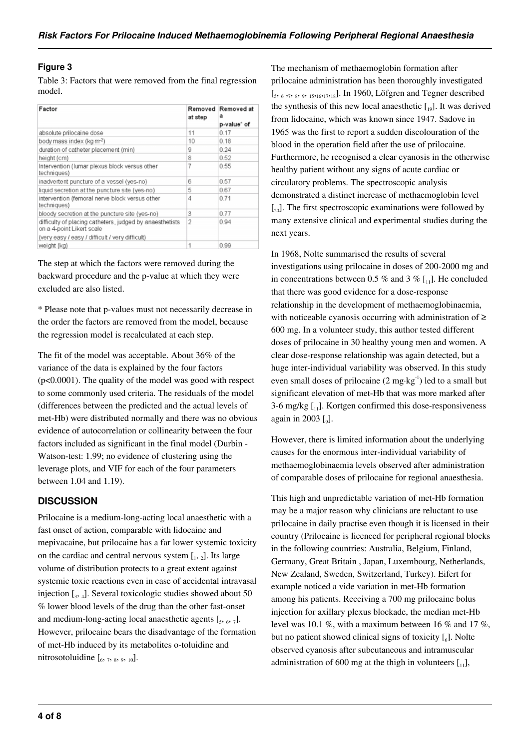## Figure 3

Table 3: Factors that were removed from the final regression model.

| Factor | Removed at step | Removed at a p-value* of |
|---|---|---|
| absolute prilocaine dose | 11 | 0.17 |
| body mass index (kg·m$^{-2}$) | 10 | 0.18 |
| duration of catheter placement (min) | 9 | 0.24 |
| height (cm) | 8 | 0.52 |
| Intervention (lumar plexus block versus other techniques) | 7 | 0.55 |
| inadvertent puncture of a vessel (yes-no) | 6 | 0.57 |
| liquid secretion at the puncture site (yes-no) | 5 | 0.67 |
| intervention (femoral nerve block versus other techniques) | 4 | 0.71 |
| bloody secretion at the puncture site (yes-no) | 3 | 0.77 |
| difficulty of placing catheters, judged by anaesthetists on a 4-point Likert scale (very easy / easy / difficult / very difficult) | 2 | 0.94 |
| weight (kg) | 1 | 0.99 |

The step at which the factors were removed during the backward procedure and the p-value at which they were excluded are also listed.

* Please note that p-values must not necessarily decrease in the order the factors are removed from the model, because the regression model is recalculated at each step.

The fit of the model was acceptable. About 36% of the variance of the data is explained by the four factors ($p<0.0001$). The quality of the model was good with respect to some commonly used criteria. The residuals of the model (differences between the predicted and the actual levels of met-Hb) were distributed normally and there was no obvious evidence of autocorrelation or collinearity between the four factors included as significant in the final model (Durbin - Watson-test: 1.99; no evidence of clustering using the leverage plots, and VIF for each of the four parameters between 1.04 and 1.19).

## DISCUSSION

Prilocaine is a medium-long-acting local anaesthetic with a fast onset of action, comparable with lidocaine and mepivacaine, but prilocaine has a far lower systemic toxicity on the cardiac and central nervous system [1, 2]. Its large volume of distribution protects to a great extent against systemic toxic reactions even in case of accidental intravasal injection [3, 4]. Several toxicologic studies showed about 50 % lower blood levels of the drug than the other fast-onset and medium-long-acting local anaesthetic agents [5, 6, 7]. However, prilocaine bears the disadvantage of the formation of met-Hb induced by its metabolites o-toluidine and nitrosotoluidine [6, 7, 8, 9, 10].

The mechanism of methaemoglobin formation after prilocaine administration has been thoroughly investigated [5, 6, 7, 8, 9, 15, 16, 17, 18]. In 1960, Löfgren and Tegner described the synthesis of this new local anaesthetic [19]. It was derived from lidocaine, which was known since 1947. Sadove in 1965 was the first to report a sudden discolouration of the blood in the operation field after the use of prilocaine. Furthermore, he recognised a clear cyanosis in the otherwise healthy patient without any signs of acute cardiac or circulatory problems. The spectroscopic analysis demonstrated a distinct increase of methaemoglobin level [20]. The first spectroscopic examinations were followed by many extensive clinical and experimental studies during the next years.

In 1968, Nolte summarised the results of several investigations using prilocaine in doses of 200-2000 mg and in concentrations between 0.5 % and 3 % [11]. He concluded that there was good evidence for a dose-response relationship in the development of methaemoglobinaemia, with noticeable cyanosis occurring with administration of ≥ 600 mg. In a volunteer study, this author tested different doses of prilocaine in 30 healthy young men and women. A clear dose-response relationship was again detected, but a huge inter-individual variability was observed. In this study even small doses of prilocaine (2 mg·kg$^{-1}$) led to a small but significant elevation of met-Hb that was more marked after 3-6 mg/kg [11]. Kortgen confirmed this dose-responsiveness again in 2003 [9].

However, there is limited information about the underlying causes for the enormous inter-individual variability of methaemoglobinaemia levels observed after administration of comparable doses of prilocaine for regional anaesthesia.

This high and unpredictable variation of met-Hb formation may be a major reason why clinicians are reluctant to use prilocaine in daily practise even though it is licensed in their country (Prilocaine is licenced for peripheral regional blocks in the following countries: Australia, Belgium, Finland, Germany, Great Britain , Japan, Luxembourg, Netherlands, New Zealand, Sweden, Switzerland, Turkey). Eifert for example noticed a vide variation in met-Hb formation among his patients. Receiving a 700 mg prilocaine bolus injection for axillary plexus blockade, the median met-Hb level was 10.1 %, with a maximum between 16 % and 17 %, but no patient showed clinical signs of toxicity [6]. Nolte observed cyanosis after subcutaneous and intramuscular administration of 600 mg at the thigh in volunteers [11],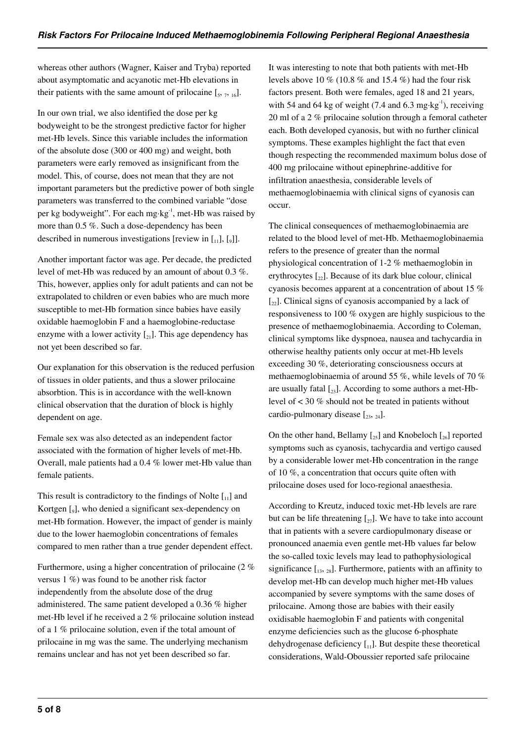whereas other authors (Wagner, Kaiser and Tryba) reported about asymptomatic and acyanotic met-Hb elevations in their patients with the same amount of prilocaine [5, 7, 16].

In our own trial, we also identified the dose per kg bodyweight to be the strongest predictive factor for higher met-Hb levels. Since this variable includes the information of the absolute dose (300 or 400 mg) and weight, both parameters were early removed as insignificant from the model. This, of course, does not mean that they are not important parameters but the predictive power of both single parameters was transferred to the combined variable "dose per kg bodyweight". For each $mg{\cdot}kg^{-1}$, met-Hb was raised by more than 0.5 %. Such a dose-dependency has been described in numerous investigations [review in [11], [9]].

Another important factor was age. Per decade, the predicted level of met-Hb was reduced by an amount of about 0.3 %. This, however, applies only for adult patients and can not be extrapolated to children or even babies who are much more susceptible to met-Hb formation since babies have easily oxidable haemoglobin F and a haemoglobine-reductase enzyme with a lower activity [21]. This age dependency has not yet been described so far.

Our explanation for this observation is the reduced perfusion of tissues in older patients, and thus a slower prilocaine absorbtion. This is in accordance with the well-known clinical observation that the duration of block is highly dependent on age.

Female sex was also detected as an independent factor associated with the formation of higher levels of met-Hb. Overall, male patients had a 0.4 % lower met-Hb value than female patients.

This result is contradictory to the findings of Nolte [11] and Kortgen [9], who denied a significant sex-dependency on met-Hb formation. However, the impact of gender is mainly due to the lower haemoglobin concentrations of females compared to men rather than a true gender dependent effect.

Furthermore, using a higher concentration of prilocaine (2 % versus 1 %) was found to be another risk factor independently from the absolute dose of the drug administered. The same patient developed a 0.36 % higher met-Hb level if he received a 2 % prilocaine solution instead of a 1 % prilocaine solution, even if the total amount of prilocaine in mg was the same. The underlying mechanism remains unclear and has not yet been described so far.

It was interesting to note that both patients with met-Hb levels above 10 % (10.8 % and 15.4 %) had the four risk factors present. Both were females, aged 18 and 21 years, with 54 and 64 kg of weight (7.4 and 6.3 $mg{\cdot}kg^{-1}$), receiving 20 ml of a 2 % prilocaine solution through a femoral catheter each. Both developed cyanosis, but with no further clinical symptoms. These examples highlight the fact that even though respecting the recommended maximum bolus dose of 400 mg prilocaine without epinephrine-additive for infiltration anaesthesia, considerable levels of methaemoglobinaemia with clinical signs of cyanosis can occur.

The clinical consequences of methaemoglobinaemia are related to the blood level of met-Hb. Methaemoglobinaemia refers to the presence of greater than the normal physiological concentration of 1-2 % methaemoglobin in erythrocytes [22]. Because of its dark blue colour, clinical cyanosis becomes apparent at a concentration of about 15 % [22]. Clinical signs of cyanosis accompanied by a lack of responsiveness to 100 % oxygen are highly suspicious to the presence of methaemoglobinaemia. According to Coleman, clinical symptoms like dyspnoea, nausea and tachycardia in otherwise healthy patients only occur at met-Hb levels exceeding 30 %, deteriorating consciousness occurs at methaemoglobinaemia of around 55 %, while levels of 70 % are usually fatal [23]. According to some authors a met-Hb-level of < 30 % should not be treated in patients without cardio-pulmonary disease [23, 24].

On the other hand, Bellamy [25] and Knobeloch [26] reported symptoms such as cyanosis, tachycardia and vertigo caused by a considerable lower met-Hb concentration in the range of 10 %, a concentration that occurs quite often with prilocaine doses used for loco-regional anaesthesia.

According to Kreutz, induced toxic met-Hb levels are rare but can be life threatening [27]. We have to take into account that in patients with a severe cardiopulmonary disease or pronounced anaemia even gentle met-Hb values far below the so-called toxic levels may lead to pathophysiological significance [13, 28]. Furthermore, patients with an affinity to develop met-Hb can develop much higher met-Hb values accompanied by severe symptoms with the same doses of prilocaine. Among those are babies with their easily oxidisable haemoglobin F and patients with congenital enzyme deficiencies such as the glucose 6-phosphate dehydrogenase deficiency [11]. But despite these theoretical considerations, Wald-Oboussier reported safe prilocaine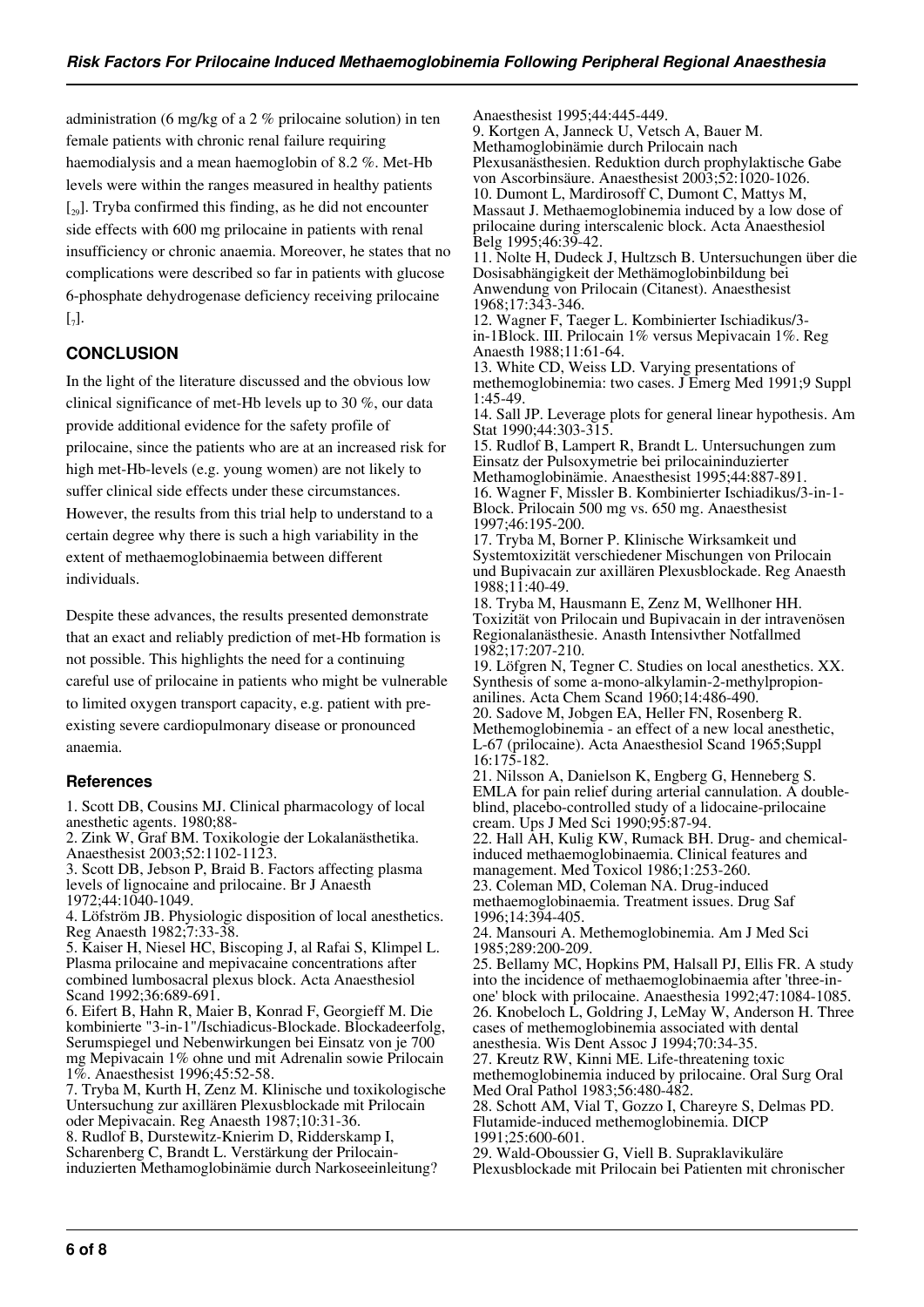administration (6 mg/kg of a 2 % prilocaine solution) in ten female patients with chronic renal failure requiring haemodialysis and a mean haemoglobin of 8.2 %. Met-Hb levels were within the ranges measured in healthy patients [29]. Tryba confirmed this finding, as he did not encounter side effects with 600 mg prilocaine in patients with renal insufficiency or chronic anaemia. Moreover, he states that no complications were described so far in patients with glucose 6-phosphate dehydrogenase deficiency receiving prilocaine [7].

## CONCLUSION

In the light of the literature discussed and the obvious low clinical significance of met-Hb levels up to 30 %, our data provide additional evidence for the safety profile of prilocaine, since the patients who are at an increased risk for high met-Hb-levels (e.g. young women) are not likely to suffer clinical side effects under these circumstances. However, the results from this trial help to understand to a certain degree why there is such a high variability in the extent of methaemoglobinaemia between different individuals.

Despite these advances, the results presented demonstrate that an exact and reliably prediction of met-Hb formation is not possible. This highlights the need for a continuing careful use of prilocaine in patients who might be vulnerable to limited oxygen transport capacity, e.g. patient with pre-existing severe cardiopulmonary disease or pronounced anaemia.

### References

1. Scott DB, Cousins MJ. Clinical pharmacology of local anesthetic agents. 1980;88-
2. Zink W, Graf BM. Toxikologie der Lokalanästhetika. Anaesthesist 2003;52:1102-1123.
3. Scott DB, Jebson P, Braid B. Factors affecting plasma levels of lignocaine and prilocaine. Br J Anaesth 1972;44:1040-1049.
4. Löfström JB. Physiologic disposition of local anesthetics. Reg Anaesth 1982;7:33-38.
5. Kaiser H, Niesel HC, Biscoping J, al Rafai S, Klimpel L. Plasma prilocaine and mepivacaine concentrations after combined lumbosacral plexus block. Acta Anaesthesiol Scand 1992;36:689-691.
6. Eifert B, Hahn R, Maier B, Konrad F, Georgieff M. Die kombinierte "3-in-1"/Ischiadicus-Blockade. Blockadeerfolg, Serumspiegel und Nebenwirkungen bei Einsatz von je 700 mg Mepivacain 1% ohne und mit Adrenalin sowie Prilocain 1%. Anaesthesist 1996;45:52-58.
7. Tryba M, Kurth H, Zenz M. Klinische und toxikologische Untersuchung zur axillären Plexusblockade mit Prilocain oder Mepivacain. Reg Anaesth 1987;10:31-36.
8. Rudlof B, Durstewitz-Knierim D, Ridderskamp I, Scharenberg C, Brandt L. Verstärkung der Prilocain-induzierten Methamoglobinämie durch Narkoseeinleitung? Anaesthesist 1995;44:445-449.
9. Kortgen A, Janneck U, Vetsch A, Bauer M. Methamoglobinämie durch Prilocain nach Plexusanästhesien. Reduktion durch prophylaktische Gabe von Ascorbinsäure. Anaesthesist 2003;52:1020-1026.
10. Dumont L, Mardirosoff C, Dumont C, Mattys M, Massaut J. Methaemoglobinemia induced by a low dose of prilocaine during interscalenic block. Acta Anaesthesiol Belg 1995;46:39-42.
11. Nolte H, Dudeck J, Hultzsch B. Untersuchungen über die Dosisabhängigkeit der Methämoglobinbildung bei Anwendung von Prilocain (Citanest). Anaesthesist 1968;17:343-346.
12. Wagner F, Taeger L. Kombinierter Ischiadikus/3-in-1Block. III. Prilocain 1% versus Mepivacain 1%. Reg Anaesth 1988;11:61-64.
13. White CD, Weiss LD. Varying presentations of methemoglobinemia: two cases. J Emerg Med 1991;9 Suppl 1:45-49.
14. Sall JP. Leverage plots for general linear hypothesis. Am Stat 1990;44:303-315.
15. Rudlof B, Lampert R, Brandt L. Untersuchungen zum Einsatz der Pulsoxymetrie bei prilocaininduzierter Methamoglobinämie. Anaesthesist 1995;44:887-891.
16. Wagner F, Missler B. Kombinierter Ischiadikus/3-in-1-Block. Prilocain 500 mg vs. 650 mg. Anaesthesist 1997;46:195-200.
17. Tryba M, Borner P. Klinische Wirksamkeit und Systemtoxizität verschiedener Mischungen von Prilocain und Bupivacain zur axillären Plexusblockade. Reg Anaesth 1988;11:40-49.
18. Tryba M, Hausmann E, Zenz M, Wellhoner HH. Toxizität von Prilocain und Bupivacain in der intravenösen Regionalanästhesie. Anasth Intensivther Notfallmed 1982;17:207-210.
19. Löfgren N, Tegner C. Studies on local anesthetics. XX. Synthesis of some a-mono-alkylamin-2-methylpropion-anilines. Acta Chem Scand 1960;14:486-490.
20. Sadove M, Jobgen EA, Heller FN, Rosenberg R. Methemoglobinemia - an effect of a new local anesthetic, L-67 (prilocaine). Acta Anaesthesiol Scand 1965;Suppl 16:175-182.
21. Nilsson A, Danielson K, Engberg G, Henneberg S. EMLA for pain relief during arterial cannulation. A double-blind, placebo-controlled study of a lidocaine-prilocaine cream. Ups J Med Sci 1990;95:87-94.
22. Hall AH, Kulig KW, Rumack BH. Drug- and chemical-induced methaemoglobinaemia. Clinical features and management. Med Toxicol 1986;1:253-260.
23. Coleman MD, Coleman NA. Drug-induced methaemoglobinaemia. Treatment issues. Drug Saf 1996;14:394-405.
24. Mansouri A. Methemoglobinemia. Am J Med Sci 1985;289:200-209.
25. Bellamy MC, Hopkins PM, Halsall PJ, Ellis FR. A study into the incidence of methaemoglobinaemia after 'three-in-one' block with prilocaine. Anaesthesia 1992;47:1084-1085.
26. Knobeloch L, Goldring J, LeMay W, Anderson H. Three cases of methemoglobinemia associated with dental anesthesia. Wis Dent Assoc J 1994;70:34-35.
27. Kreutz RW, Kinni ME. Life-threatening toxic methemoglobinemia induced by prilocaine. Oral Surg Oral Med Oral Pathol 1983;56:480-482.
28. Schott AM, Vial T, Gozzo I, Chareyre S, Delmas PD. Flutamide-induced methemoglobinemia. DICP 1991;25:600-601.
29. Wald-Oboussier G, Viell B. Supraklavikuläre Plexusblockade mit Prilocain bei Patienten mit chronischer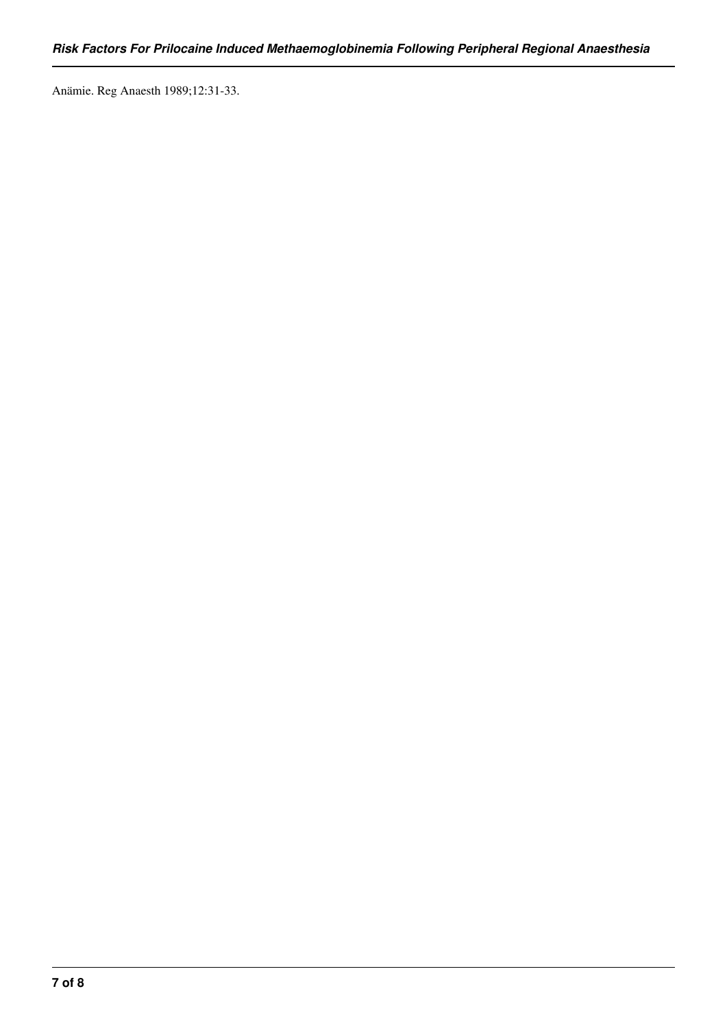Anämie. Reg Anaesth 1989;12:31-33.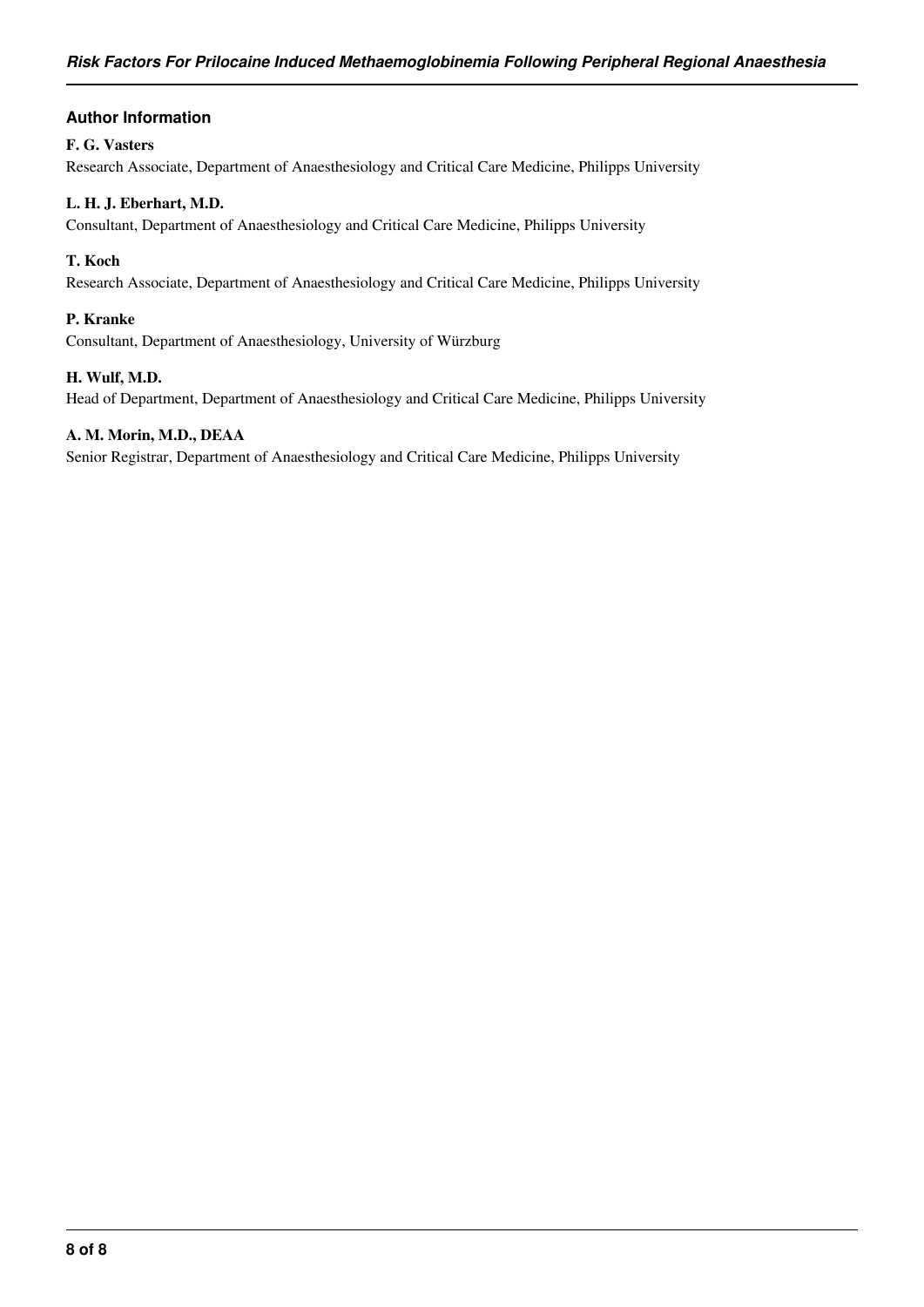### Author Information

**F. G. Vasters**
Research Associate, Department of Anaesthesiology and Critical Care Medicine, Philipps University

**L. H. J. Eberhart, M.D.**
Consultant, Department of Anaesthesiology and Critical Care Medicine, Philipps University

**T. Koch**
Research Associate, Department of Anaesthesiology and Critical Care Medicine, Philipps University

**P. Kranke**
Consultant, Department of Anaesthesiology, University of Würzburg

**H. Wulf, M.D.**
Head of Department, Department of Anaesthesiology and Critical Care Medicine, Philipps University

**A. M. Morin, M.D., DEAA**
Senior Registrar, Department of Anaesthesiology and Critical Care Medicine, Philipps University